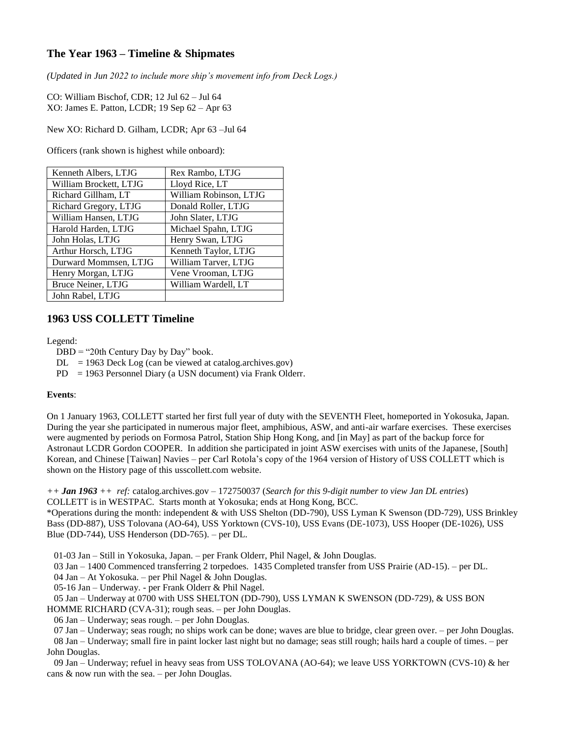## The Year 1963 – Timeline & Shipmates

*(Updated in Jun 2022 to include more ship's movement info from Deck Logs.)*

CO: William Bischof, CDR; 12 Jul 62 – Jul 64
XO: James E. Patton, LCDR; 19 Sep 62 – Apr 63

New XO: Richard D. Gilham, LCDR; Apr 63 –Jul 64

Officers (rank shown is highest while onboard):

| | |
|---|---|
| Kenneth Albers, LTJG | Rex Rambo, LTJG |
| William Brockett, LTJG | Lloyd Rice, LT |
| Richard Gillham, LT | William Robinson, LTJG |
| Richard Gregory, LTJG | Donald Roller, LTJG |
| William Hansen, LTJG | John Slater, LTJG |
| Harold Harden, LTJG | Michael Spahn, LTJG |
| John Holas, LTJG | Henry Swan, LTJG |
| Arthur Horsch, LTJG | Kenneth Taylor, LTJG |
| Durward Mommsen, LTJG | William Tarver, LTJG |
| Henry Morgan, LTJG | Vene Vrooman, LTJG |
| Bruce Neiner, LTJG | William Wardell, LT |
| John Rabel, LTJG | |

## 1963 USS COLLETT Timeline

Legend:

DBD = "20th Century Day by Day" book.
DL = 1963 Deck Log (can be viewed at catalog.archives.gov)
PD = 1963 Personnel Diary (a USN document) via Frank Olderr.

**Events**:

On 1 January 1963, COLLETT started her first full year of duty with the SEVENTH Fleet, homeported in Yokosuka, Japan. During the year she participated in numerous major fleet, amphibious, ASW, and anti-air warfare exercises. These exercises were augmented by periods on Formosa Patrol, Station Ship Hong Kong, and [in May] as part of the backup force for Astronaut LCDR Gordon COOPER. In addition she participated in joint ASW exercises with units of the Japanese, [South] Korean, and Chinese [Taiwan] Navies – per Carl Rotola's copy of the 1964 version of History of USS COLLETT which is shown on the History page of this usscollett.com website.

*++ **Jan 1963** ++ ref:* catalog.archives.gov – 172750037 (*Search for this 9-digit number to view Jan DL entries*)
COLLETT is in WESTPAC. Starts month at Yokosuka; ends at Hong Kong, BCC.
*Operations during the month: independent & with USS Shelton (DD-790), USS Lyman K Swenson (DD-729), USS Brinkley Bass (DD-887), USS Tolovana (AO-64), USS Yorktown (CVS-10), USS Evans (DE-1073), USS Hooper (DE-1026), USS Blue (DD-744), USS Henderson (DD-765). – per DL.

01-03 Jan – Still in Yokosuka, Japan. – per Frank Olderr, Phil Nagel, & John Douglas.
03 Jan – 1400 Commenced transferring 2 torpedoes. 1435 Completed transfer from USS Prairie (AD-15). – per DL.
04 Jan – At Yokosuka. – per Phil Nagel & John Douglas.
05-16 Jan – Underway. - per Frank Olderr & Phil Nagel.
05 Jan – Underway at 0700 with USS SHELTON (DD-790), USS LYMAN K SWENSON (DD-729), & USS BON HOMME RICHARD (CVA-31); rough seas. – per John Douglas.
06 Jan – Underway; seas rough. – per John Douglas.
07 Jan – Underway; seas rough; no ships work can be done; waves are blue to bridge, clear green over. – per John Douglas.
08 Jan – Underway; small fire in paint locker last night but no damage; seas still rough; hails hard a couple of times. – per John Douglas.
09 Jan – Underway; refuel in heavy seas from USS TOLOVANA (AO-64); we leave USS YORKTOWN (CVS-10) & her cans & now run with the sea. – per John Douglas.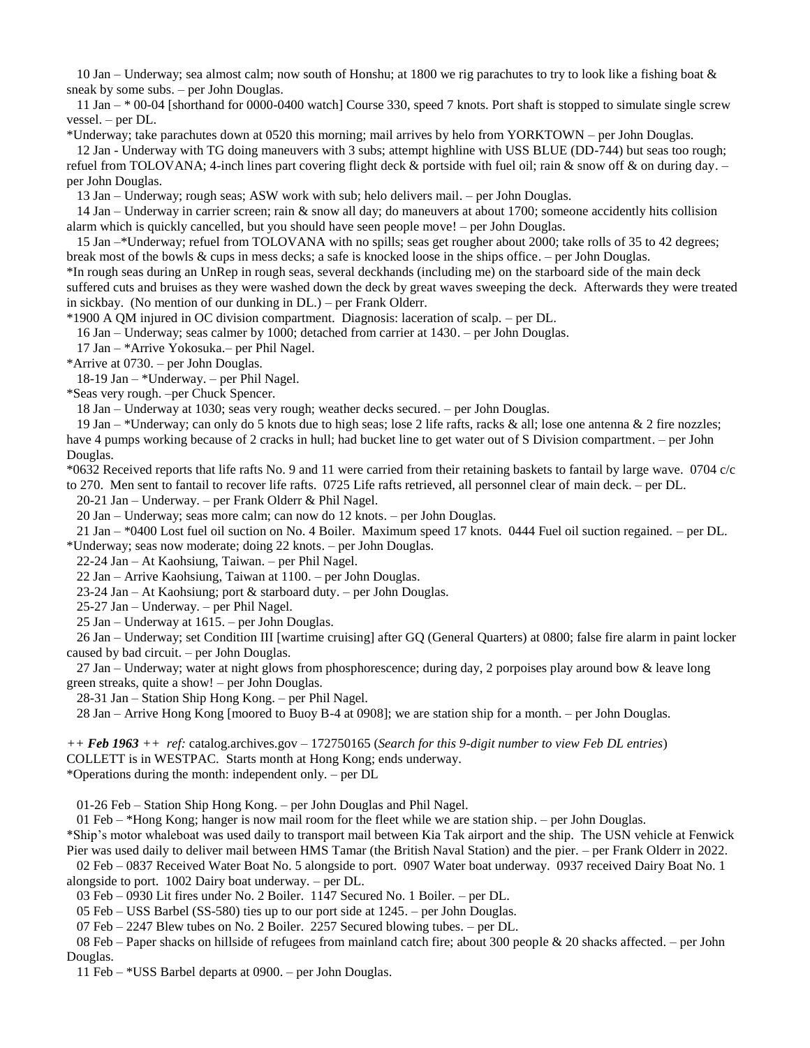10 Jan – Underway; sea almost calm; now south of Honshu; at 1800 we rig parachutes to try to look like a fishing boat & sneak by some subs. – per John Douglas.

11 Jan – * 00-04 [shorthand for 0000-0400 watch] Course 330, speed 7 knots. Port shaft is stopped to simulate single screw vessel. – per DL.

*Underway; take parachutes down at 0520 this morning; mail arrives by helo from YORKTOWN – per John Douglas.

12 Jan - Underway with TG doing maneuvers with 3 subs; attempt highline with USS BLUE (DD-744) but seas too rough; refuel from TOLOVANA; 4-inch lines part covering flight deck & portside with fuel oil; rain & snow off & on during day. – per John Douglas.

13 Jan – Underway; rough seas; ASW work with sub; helo delivers mail. – per John Douglas.

14 Jan – Underway in carrier screen; rain & snow all day; do maneuvers at about 1700; someone accidently hits collision alarm which is quickly cancelled, but you should have seen people move! – per John Douglas.

15 Jan –*Underway; refuel from TOLOVANA with no spills; seas get rougher about 2000; take rolls of 35 to 42 degrees; break most of the bowls & cups in mess decks; a safe is knocked loose in the ships office. – per John Douglas.

*In rough seas during an UnRep in rough seas, several deckhands (including me) on the starboard side of the main deck suffered cuts and bruises as they were washed down the deck by great waves sweeping the deck. Afterwards they were treated in sickbay. (No mention of our dunking in DL.) – per Frank Olderr.

*1900 A QM injured in OC division compartment. Diagnosis: laceration of scalp. – per DL.

16 Jan – Underway; seas calmer by 1000; detached from carrier at 1430. – per John Douglas.

17 Jan – *Arrive Yokosuka.– per Phil Nagel.

*Arrive at 0730. – per John Douglas.

18-19 Jan – *Underway. – per Phil Nagel.

*Seas very rough. –per Chuck Spencer.

18 Jan – Underway at 1030; seas very rough; weather decks secured. – per John Douglas.

19 Jan – *Underway; can only do 5 knots due to high seas; lose 2 life rafts, racks & all; lose one antenna & 2 fire nozzles; have 4 pumps working because of 2 cracks in hull; had bucket line to get water out of S Division compartment. – per John Douglas.

*0632 Received reports that life rafts No. 9 and 11 were carried from their retaining baskets to fantail by large wave. 0704 c/c to 270. Men sent to fantail to recover life rafts. 0725 Life rafts retrieved, all personnel clear of main deck. – per DL.

20-21 Jan – Underway. – per Frank Olderr & Phil Nagel.

20 Jan – Underway; seas more calm; can now do 12 knots. – per John Douglas.

21 Jan – *0400 Lost fuel oil suction on No. 4 Boiler. Maximum speed 17 knots. 0444 Fuel oil suction regained. – per DL.

*Underway; seas now moderate; doing 22 knots. – per John Douglas.

22-24 Jan – At Kaohsiung, Taiwan. – per Phil Nagel.

22 Jan – Arrive Kaohsiung, Taiwan at 1100. – per John Douglas.

23-24 Jan – At Kaohsiung; port & starboard duty. – per John Douglas.

25-27 Jan – Underway. – per Phil Nagel.

25 Jan – Underway at 1615. – per John Douglas.

26 Jan – Underway; set Condition III [wartime cruising] after GQ (General Quarters) at 0800; false fire alarm in paint locker caused by bad circuit. – per John Douglas.

27 Jan – Underway; water at night glows from phosphorescence; during day, 2 porpoises play around bow & leave long green streaks, quite a show! – per John Douglas.

28-31 Jan – Station Ship Hong Kong. – per Phil Nagel.

28 Jan – Arrive Hong Kong [moored to Buoy B-4 at 0908]; we are station ship for a month. – per John Douglas.

*++ **Feb 1963** ++ ref:* catalog.archives.gov – 172750165 (*Search for this 9-digit number to view Feb DL entries*)
COLLETT is in WESTPAC. Starts month at Hong Kong; ends underway.
*Operations during the month: independent only. – per DL

01-26 Feb – Station Ship Hong Kong. – per John Douglas and Phil Nagel.

01 Feb – *Hong Kong; hanger is now mail room for the fleet while we are station ship. – per John Douglas.

*Ship's motor whaleboat was used daily to transport mail between Kia Tak airport and the ship. The USN vehicle at Fenwick Pier was used daily to deliver mail between HMS Tamar (the British Naval Station) and the pier. – per Frank Olderr in 2022.

02 Feb – 0837 Received Water Boat No. 5 alongside to port. 0907 Water boat underway. 0937 received Dairy Boat No. 1 alongside to port. 1002 Dairy boat underway. – per DL.

03 Feb – 0930 Lit fires under No. 2 Boiler. 1147 Secured No. 1 Boiler. – per DL.

05 Feb – USS Barbel (SS-580) ties up to our port side at 1245. – per John Douglas.

07 Feb – 2247 Blew tubes on No. 2 Boiler. 2257 Secured blowing tubes. – per DL.

08 Feb – Paper shacks on hillside of refugees from mainland catch fire; about 300 people & 20 shacks affected. – per John Douglas.

11 Feb – *USS Barbel departs at 0900. – per John Douglas.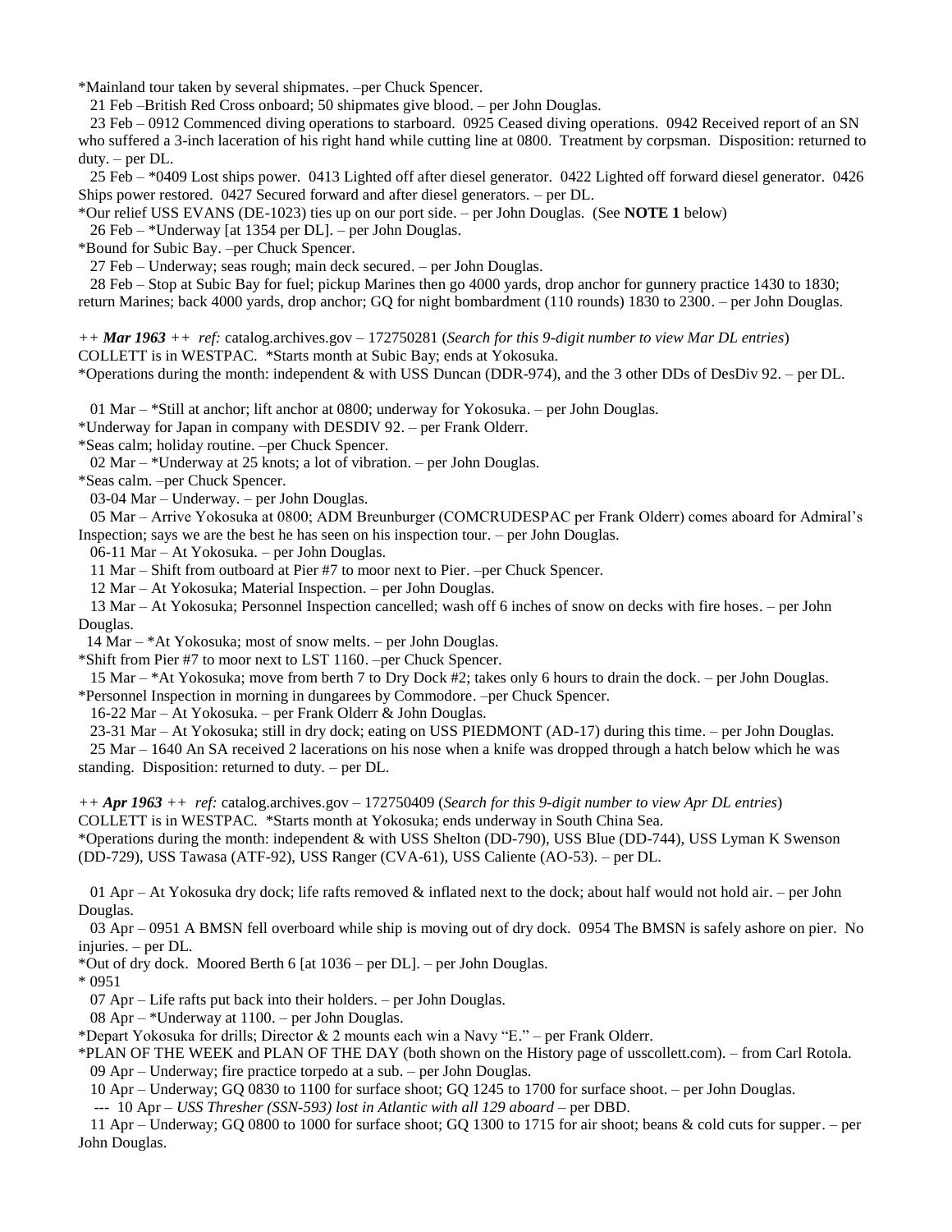*Mainland tour taken by several shipmates. –per Chuck Spencer.

21 Feb –British Red Cross onboard; 50 shipmates give blood. – per John Douglas.

23 Feb – 0912 Commenced diving operations to starboard. 0925 Ceased diving operations. 0942 Received report of an SN who suffered a 3-inch laceration of his right hand while cutting line at 0800. Treatment by corpsman. Disposition: returned to duty. – per DL.

25 Feb – *0409 Lost ships power. 0413 Lighted off after diesel generator. 0422 Lighted off forward diesel generator. 0426 Ships power restored. 0427 Secured forward and after diesel generators. – per DL.

*Our relief USS EVANS (DE-1023) ties up on our port side. – per John Douglas. (See **NOTE 1** below)

26 Feb – *Underway [at 1354 per DL]. – per John Douglas.

*Bound for Subic Bay. –per Chuck Spencer.

27 Feb – Underway; seas rough; main deck secured. – per John Douglas.

28 Feb – Stop at Subic Bay for fuel; pickup Marines then go 4000 yards, drop anchor for gunnery practice 1430 to 1830; return Marines; back 4000 yards, drop anchor; GQ for night bombardment (110 rounds) 1830 to 2300. – per John Douglas.

*++ **Mar 1963** ++ ref:* catalog.archives.gov – 172750281 (*Search for this 9-digit number to view Mar DL entries*)
COLLETT is in WESTPAC. *Starts month at Subic Bay; ends at Yokosuka.
*Operations during the month: independent & with USS Duncan (DDR-974), and the 3 other DDs of DesDiv 92. – per DL.

01 Mar – *Still at anchor; lift anchor at 0800; underway for Yokosuka. – per John Douglas.

*Underway for Japan in company with DESDIV 92. – per Frank Olderr.

*Seas calm; holiday routine. –per Chuck Spencer.

02 Mar – *Underway at 25 knots; a lot of vibration. – per John Douglas.

*Seas calm. –per Chuck Spencer.

03-04 Mar – Underway. – per John Douglas.

05 Mar – Arrive Yokosuka at 0800; ADM Breunburger (COMCRUDESPAC per Frank Olderr) comes aboard for Admiral's Inspection; says we are the best he has seen on his inspection tour. – per John Douglas.

06-11 Mar – At Yokosuka. – per John Douglas.

11 Mar – Shift from outboard at Pier #7 to moor next to Pier. –per Chuck Spencer.

12 Mar – At Yokosuka; Material Inspection. – per John Douglas.

13 Mar – At Yokosuka; Personnel Inspection cancelled; wash off 6 inches of snow on decks with fire hoses. – per John Douglas.

14 Mar – *At Yokosuka; most of snow melts. – per John Douglas.

*Shift from Pier #7 to moor next to LST 1160. –per Chuck Spencer.

15 Mar – *At Yokosuka; move from berth 7 to Dry Dock #2; takes only 6 hours to drain the dock. – per John Douglas.

*Personnel Inspection in morning in dungarees by Commodore. –per Chuck Spencer.

16-22 Mar – At Yokosuka. – per Frank Olderr & John Douglas.

23-31 Mar – At Yokosuka; still in dry dock; eating on USS PIEDMONT (AD-17) during this time. – per John Douglas.

25 Mar – 1640 An SA received 2 lacerations on his nose when a knife was dropped through a hatch below which he was standing. Disposition: returned to duty. – per DL.

*++ **Apr 1963** ++ ref:* catalog.archives.gov – 172750409 (*Search for this 9-digit number to view Apr DL entries*)
COLLETT is in WESTPAC. *Starts month at Yokosuka; ends underway in South China Sea.
*Operations during the month: independent & with USS Shelton (DD-790), USS Blue (DD-744), USS Lyman K Swenson (DD-729), USS Tawasa (ATF-92), USS Ranger (CVA-61), USS Caliente (AO-53). – per DL.

01 Apr – At Yokosuka dry dock; life rafts removed & inflated next to the dock; about half would not hold air. – per John Douglas.

03 Apr – 0951 A BMSN fell overboard while ship is moving out of dry dock. 0954 The BMSN is safely ashore on pier. No injuries. – per DL.

*Out of dry dock. Moored Berth 6 [at 1036 – per DL]. – per John Douglas.

* 0951

07 Apr – Life rafts put back into their holders. – per John Douglas.

08 Apr – *Underway at 1100. – per John Douglas.

*Depart Yokosuka for drills; Director & 2 mounts each win a Navy "E." – per Frank Olderr.

*PLAN OF THE WEEK and PLAN OF THE DAY (both shown on the History page of usscollett.com). – from Carl Rotola.

09 Apr – Underway; fire practice torpedo at a sub. – per John Douglas.

10 Apr – Underway; GQ 0830 to 1100 for surface shoot; GQ 1245 to 1700 for surface shoot. – per John Douglas.

--- 10 Apr – *USS Thresher (SSN-593) lost in Atlantic with all 129 aboard* – per DBD.

11 Apr – Underway; GQ 0800 to 1000 for surface shoot; GQ 1300 to 1715 for air shoot; beans & cold cuts for supper. – per John Douglas.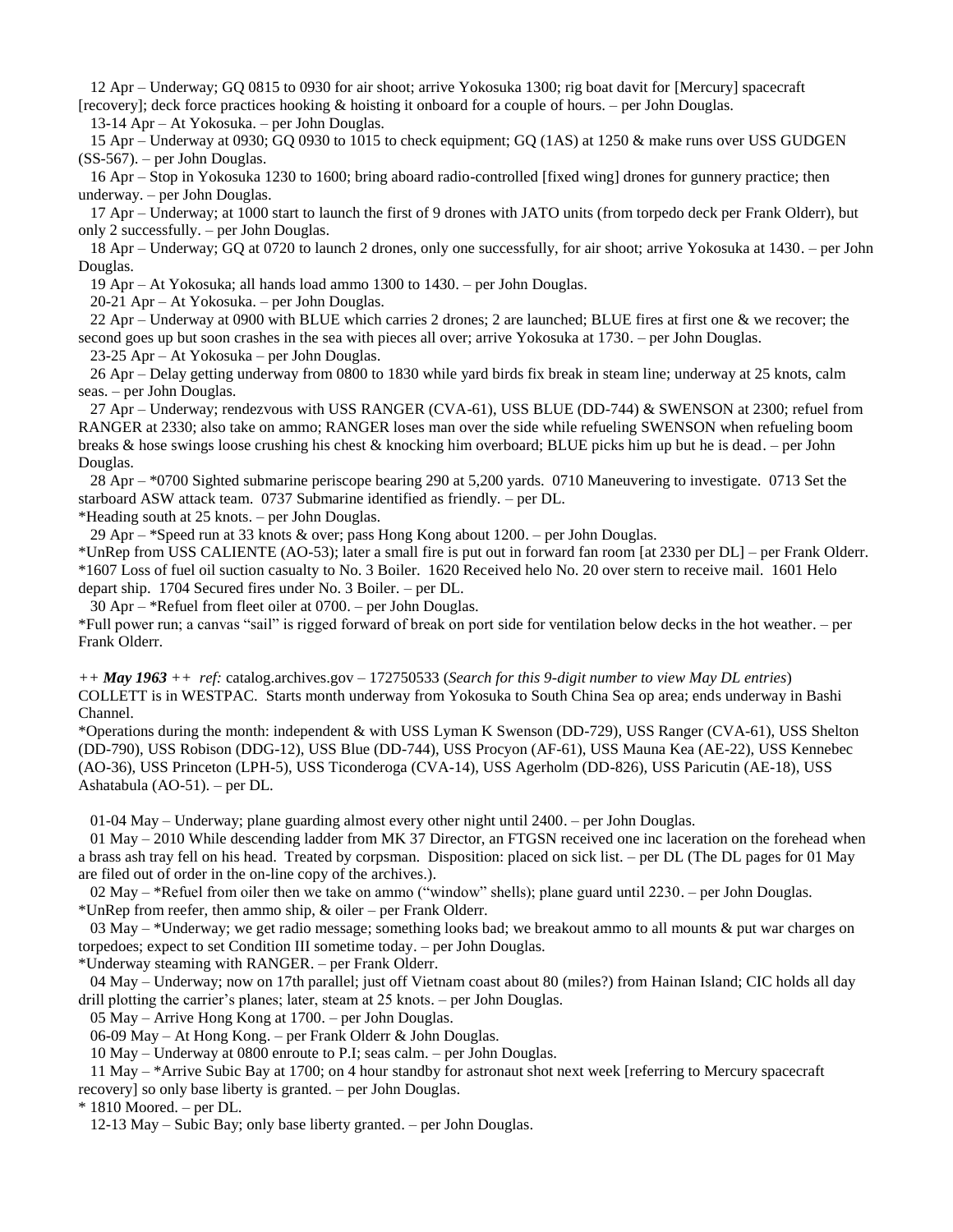12 Apr – Underway; GQ 0815 to 0930 for air shoot; arrive Yokosuka 1300; rig boat davit for [Mercury] spacecraft [recovery]; deck force practices hooking & hoisting it onboard for a couple of hours. – per John Douglas.

13-14 Apr – At Yokosuka. – per John Douglas.

15 Apr – Underway at 0930; GQ 0930 to 1015 to check equipment; GQ (1AS) at 1250 & make runs over USS GUDGEN (SS-567). – per John Douglas.

16 Apr – Stop in Yokosuka 1230 to 1600; bring aboard radio-controlled [fixed wing] drones for gunnery practice; then underway. – per John Douglas.

17 Apr – Underway; at 1000 start to launch the first of 9 drones with JATO units (from torpedo deck per Frank Olderr), but only 2 successfully. – per John Douglas.

18 Apr – Underway; GQ at 0720 to launch 2 drones, only one successfully, for air shoot; arrive Yokosuka at 1430. – per John Douglas.

19 Apr – At Yokosuka; all hands load ammo 1300 to 1430. – per John Douglas.

20-21 Apr – At Yokosuka. – per John Douglas.

22 Apr – Underway at 0900 with BLUE which carries 2 drones; 2 are launched; BLUE fires at first one & we recover; the second goes up but soon crashes in the sea with pieces all over; arrive Yokosuka at 1730. – per John Douglas.

23-25 Apr – At Yokosuka – per John Douglas.

26 Apr – Delay getting underway from 0800 to 1830 while yard birds fix break in steam line; underway at 25 knots, calm seas. – per John Douglas.

27 Apr – Underway; rendezvous with USS RANGER (CVA-61), USS BLUE (DD-744) & SWENSON at 2300; refuel from RANGER at 2330; also take on ammo; RANGER loses man over the side while refueling SWENSON when refueling boom breaks & hose swings loose crushing his chest & knocking him overboard; BLUE picks him up but he is dead. – per John Douglas.

28 Apr – *0700 Sighted submarine periscope bearing 290 at 5,200 yards. 0710 Maneuvering to investigate. 0713 Set the starboard ASW attack team. 0737 Submarine identified as friendly. – per DL.
*Heading south at 25 knots. – per John Douglas.

29 Apr – *Speed run at 33 knots & over; pass Hong Kong about 1200. – per John Douglas.
*UnRep from USS CALIENTE (AO-53); later a small fire is put out in forward fan room [at 2330 per DL] – per Frank Olderr.
*1607 Loss of fuel oil suction casualty to No. 3 Boiler. 1620 Received helo No. 20 over stern to receive mail. 1601 Helo depart ship. 1704 Secured fires under No. 3 Boiler. – per DL.

30 Apr – *Refuel from fleet oiler at 0700. – per John Douglas.
*Full power run; a canvas "sail" is rigged forward of break on port side for ventilation below decks in the hot weather. – per Frank Olderr.

*++ **May 1963** ++ ref:* catalog.archives.gov – 172750533 (*Search for this 9-digit number to view May DL entries*)
COLLETT is in WESTPAC. Starts month underway from Yokosuka to South China Sea op area; ends underway in Bashi Channel.
*Operations during the month: independent & with USS Lyman K Swenson (DD-729), USS Ranger (CVA-61), USS Shelton (DD-790), USS Robison (DDG-12), USS Blue (DD-744), USS Procyon (AF-61), USS Mauna Kea (AE-22), USS Kennebec (AO-36), USS Princeton (LPH-5), USS Ticonderoga (CVA-14), USS Agerholm (DD-826), USS Paricutin (AE-18), USS Ashatabula (AO-51). – per DL.

01-04 May – Underway; plane guarding almost every other night until 2400. – per John Douglas.

01 May – 2010 While descending ladder from MK 37 Director, an FTGSN received one inc laceration on the forehead when a brass ash tray fell on his head. Treated by corpsman. Disposition: placed on sick list. – per DL (The DL pages for 01 May are filed out of order in the on-line copy of the archives.).

02 May – *Refuel from oiler then we take on ammo ("window" shells); plane guard until 2230. – per John Douglas.
*UnRep from reefer, then ammo ship, & oiler – per Frank Olderr.

03 May – *Underway; we get radio message; something looks bad; we breakout ammo to all mounts & put war charges on torpedoes; expect to set Condition III sometime today. – per John Douglas.
*Underway steaming with RANGER. – per Frank Olderr.

04 May – Underway; now on 17th parallel; just off Vietnam coast about 80 (miles?) from Hainan Island; CIC holds all day drill plotting the carrier's planes; later, steam at 25 knots. – per John Douglas.

05 May – Arrive Hong Kong at 1700. – per John Douglas.

06-09 May – At Hong Kong. – per Frank Olderr & John Douglas.

10 May – Underway at 0800 enroute to P.I; seas calm. – per John Douglas.

11 May – *Arrive Subic Bay at 1700; on 4 hour standby for astronaut shot next week [referring to Mercury spacecraft recovery] so only base liberty is granted. – per John Douglas.
* 1810 Moored. – per DL.

12-13 May – Subic Bay; only base liberty granted. – per John Douglas.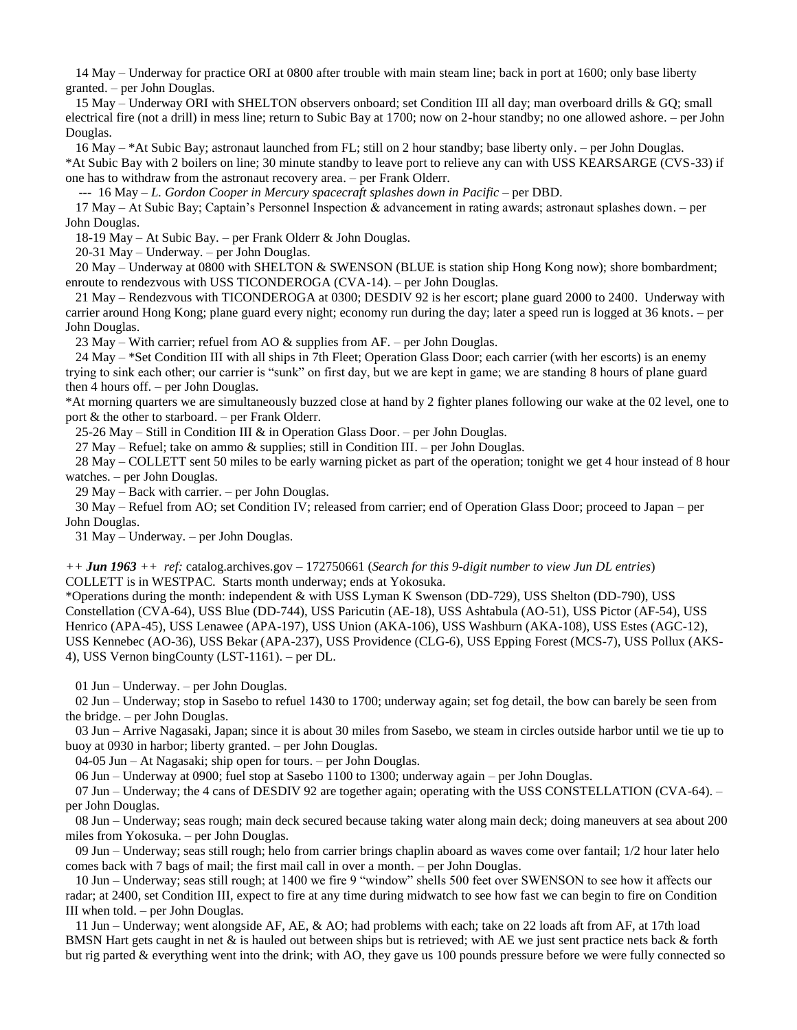14 May – Underway for practice ORI at 0800 after trouble with main steam line; back in port at 1600; only base liberty granted. – per John Douglas.

15 May – Underway ORI with SHELTON observers onboard; set Condition III all day; man overboard drills & GQ; small electrical fire (not a drill) in mess line; return to Subic Bay at 1700; now on 2-hour standby; no one allowed ashore. – per John Douglas.

16 May – *At Subic Bay; astronaut launched from FL; still on 2 hour standby; base liberty only. – per John Douglas.
*At Subic Bay with 2 boilers on line; 30 minute standby to leave port to relieve any can with USS KEARSARGE (CVS-33) if one has to withdraw from the astronaut recovery area. – per Frank Olderr.

--- 16 May – *L. Gordon Cooper in Mercury spacecraft splashes down in Pacific* – per DBD.

17 May – At Subic Bay; Captain's Personnel Inspection & advancement in rating awards; astronaut splashes down. – per John Douglas.

18-19 May – At Subic Bay. – per Frank Olderr & John Douglas.

20-31 May – Underway. – per John Douglas.

20 May – Underway at 0800 with SHELTON & SWENSON (BLUE is station ship Hong Kong now); shore bombardment; enroute to rendezvous with USS TICONDEROGA (CVA-14). – per John Douglas.

21 May – Rendezvous with TICONDEROGA at 0300; DESDIV 92 is her escort; plane guard 2000 to 2400. Underway with carrier around Hong Kong; plane guard every night; economy run during the day; later a speed run is logged at 36 knots. – per John Douglas.

23 May – With carrier; refuel from AO & supplies from AF. – per John Douglas.

24 May – *Set Condition III with all ships in 7th Fleet; Operation Glass Door; each carrier (with her escorts) is an enemy trying to sink each other; our carrier is "sunk" on first day, but we are kept in game; we are standing 8 hours of plane guard then 4 hours off. – per John Douglas.
*At morning quarters we are simultaneously buzzed close at hand by 2 fighter planes following our wake at the 02 level, one to port & the other to starboard. – per Frank Olderr.

25-26 May – Still in Condition III & in Operation Glass Door. – per John Douglas.

27 May – Refuel; take on ammo & supplies; still in Condition III. – per John Douglas.

28 May – COLLETT sent 50 miles to be early warning picket as part of the operation; tonight we get 4 hour instead of 8 hour watches. – per John Douglas.

29 May – Back with carrier. – per John Douglas.

30 May – Refuel from AO; set Condition IV; released from carrier; end of Operation Glass Door; proceed to Japan – per John Douglas.

31 May – Underway. – per John Douglas.

*++ **Jun 1963** ++ ref:* catalog.archives.gov – 172750661 (*Search for this 9-digit number to view Jun DL entries*)
COLLETT is in WESTPAC. Starts month underway; ends at Yokosuka.
*Operations during the month: independent & with USS Lyman K Swenson (DD-729), USS Shelton (DD-790), USS Constellation (CVA-64), USS Blue (DD-744), USS Paricutin (AE-18), USS Ashtabula (AO-51), USS Pictor (AF-54), USS Henrico (APA-45), USS Lenawee (APA-197), USS Union (AKA-106), USS Washburn (AKA-108), USS Estes (AGC-12), USS Kennebec (AO-36), USS Bekar (APA-237), USS Providence (CLG-6), USS Epping Forest (MCS-7), USS Pollux (AKS-4), USS Vernon bingCounty (LST-1161). – per DL.

01 Jun – Underway. – per John Douglas.

02 Jun – Underway; stop in Sasebo to refuel 1430 to 1700; underway again; set fog detail, the bow can barely be seen from the bridge. – per John Douglas.

03 Jun – Arrive Nagasaki, Japan; since it is about 30 miles from Sasebo, we steam in circles outside harbor until we tie up to buoy at 0930 in harbor; liberty granted. – per John Douglas.

04-05 Jun – At Nagasaki; ship open for tours. – per John Douglas.

06 Jun – Underway at 0900; fuel stop at Sasebo 1100 to 1300; underway again – per John Douglas.

07 Jun – Underway; the 4 cans of DESDIV 92 are together again; operating with the USS CONSTELLATION (CVA-64). – per John Douglas.

08 Jun – Underway; seas rough; main deck secured because taking water along main deck; doing maneuvers at sea about 200 miles from Yokosuka. – per John Douglas.

09 Jun – Underway; seas still rough; helo from carrier brings chaplin aboard as waves come over fantail; 1/2 hour later helo comes back with 7 bags of mail; the first mail call in over a month. – per John Douglas.

10 Jun – Underway; seas still rough; at 1400 we fire 9 "window" shells 500 feet over SWENSON to see how it affects our radar; at 2400, set Condition III, expect to fire at any time during midwatch to see how fast we can begin to fire on Condition III when told. – per John Douglas.

11 Jun – Underway; went alongside AF, AE, & AO; had problems with each; take on 22 loads aft from AF, at 17th load BMSN Hart gets caught in net & is hauled out between ships but is retrieved; with AE we just sent practice nets back & forth but rig parted & everything went into the drink; with AO, they gave us 100 pounds pressure before we were fully connected so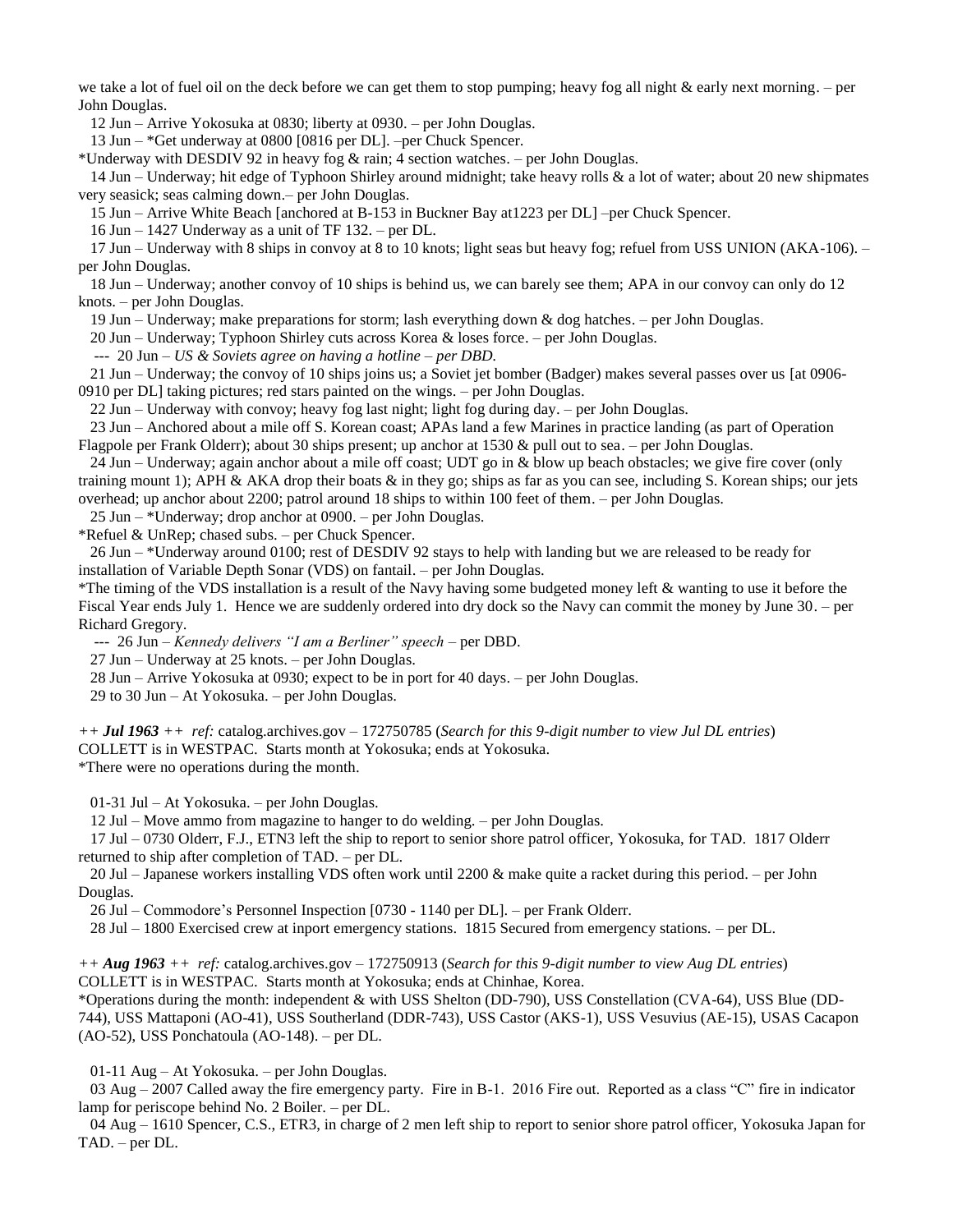we take a lot of fuel oil on the deck before we can get them to stop pumping; heavy fog all night & early next morning. – per John Douglas.

12 Jun – Arrive Yokosuka at 0830; liberty at 0930. – per John Douglas.

13 Jun – *Get underway at 0800 [0816 per DL]. –per Chuck Spencer.

*Underway with DESDIV 92 in heavy fog & rain; 4 section watches. – per John Douglas.

14 Jun – Underway; hit edge of Typhoon Shirley around midnight; take heavy rolls & a lot of water; about 20 new shipmates very seasick; seas calming down.– per John Douglas.

15 Jun – Arrive White Beach [anchored at B-153 in Buckner Bay at1223 per DL] –per Chuck Spencer.

16 Jun – 1427 Underway as a unit of TF 132. – per DL.

17 Jun – Underway with 8 ships in convoy at 8 to 10 knots; light seas but heavy fog; refuel from USS UNION (AKA-106). – per John Douglas.

18 Jun – Underway; another convoy of 10 ships is behind us, we can barely see them; APA in our convoy can only do 12 knots. – per John Douglas.

19 Jun – Underway; make preparations for storm; lash everything down & dog hatches. – per John Douglas.

20 Jun – Underway; Typhoon Shirley cuts across Korea & loses force. – per John Douglas.

--- 20 Jun – *US & Soviets agree on having a hotline – per DBD.*

21 Jun – Underway; the convoy of 10 ships joins us; a Soviet jet bomber (Badger) makes several passes over us [at 0906-0910 per DL] taking pictures; red stars painted on the wings. – per John Douglas.

22 Jun – Underway with convoy; heavy fog last night; light fog during day. – per John Douglas.

23 Jun – Anchored about a mile off S. Korean coast; APAs land a few Marines in practice landing (as part of Operation Flagpole per Frank Olderr); about 30 ships present; up anchor at 1530 & pull out to sea. – per John Douglas.

24 Jun – Underway; again anchor about a mile off coast; UDT go in & blow up beach obstacles; we give fire cover (only training mount 1); APH & AKA drop their boats & in they go; ships as far as you can see, including S. Korean ships; our jets overhead; up anchor about 2200; patrol around 18 ships to within 100 feet of them. – per John Douglas.

25 Jun – *Underway; drop anchor at 0900. – per John Douglas.

*Refuel & UnRep; chased subs. – per Chuck Spencer.

26 Jun – *Underway around 0100; rest of DESDIV 92 stays to help with landing but we are released to be ready for installation of Variable Depth Sonar (VDS) on fantail. – per John Douglas.

*The timing of the VDS installation is a result of the Navy having some budgeted money left & wanting to use it before the Fiscal Year ends July 1. Hence we are suddenly ordered into dry dock so the Navy can commit the money by June 30. – per Richard Gregory.

--- 26 Jun – *Kennedy delivers "I am a Berliner" speech* – per DBD.

27 Jun – Underway at 25 knots. – per John Douglas.

28 Jun – Arrive Yokosuka at 0930; expect to be in port for 40 days. – per John Douglas.

29 to 30 Jun – At Yokosuka. – per John Douglas.

*++ **Jul 1963** ++ ref:* catalog.archives.gov – 172750785 (*Search for this 9-digit number to view Jul DL entries*)
COLLETT is in WESTPAC. Starts month at Yokosuka; ends at Yokosuka.
*There were no operations during the month.

01-31 Jul – At Yokosuka. – per John Douglas.

12 Jul – Move ammo from magazine to hanger to do welding. – per John Douglas.

17 Jul – 0730 Olderr, F.J., ETN3 left the ship to report to senior shore patrol officer, Yokosuka, for TAD. 1817 Olderr returned to ship after completion of TAD. – per DL.

20 Jul – Japanese workers installing VDS often work until 2200 & make quite a racket during this period. – per John Douglas.

26 Jul – Commodore's Personnel Inspection [0730 - 1140 per DL]. – per Frank Olderr.

28 Jul – 1800 Exercised crew at inport emergency stations. 1815 Secured from emergency stations. – per DL.

*++ **Aug 1963** ++ ref:* catalog.archives.gov – 172750913 (*Search for this 9-digit number to view Aug DL entries*)
COLLETT is in WESTPAC. Starts month at Yokosuka; ends at Chinhae, Korea.
*Operations during the month: independent & with USS Shelton (DD-790), USS Constellation (CVA-64), USS Blue (DD-744), USS Mattaponi (AO-41), USS Southerland (DDR-743), USS Castor (AKS-1), USS Vesuvius (AE-15), USAS Cacapon (AO-52), USS Ponchatoula (AO-148). – per DL.

01-11 Aug – At Yokosuka. – per John Douglas.

03 Aug – 2007 Called away the fire emergency party. Fire in B-1. 2016 Fire out. Reported as a class "C" fire in indicator lamp for periscope behind No. 2 Boiler. – per DL.

04 Aug – 1610 Spencer, C.S., ETR3, in charge of 2 men left ship to report to senior shore patrol officer, Yokosuka Japan for TAD. – per DL.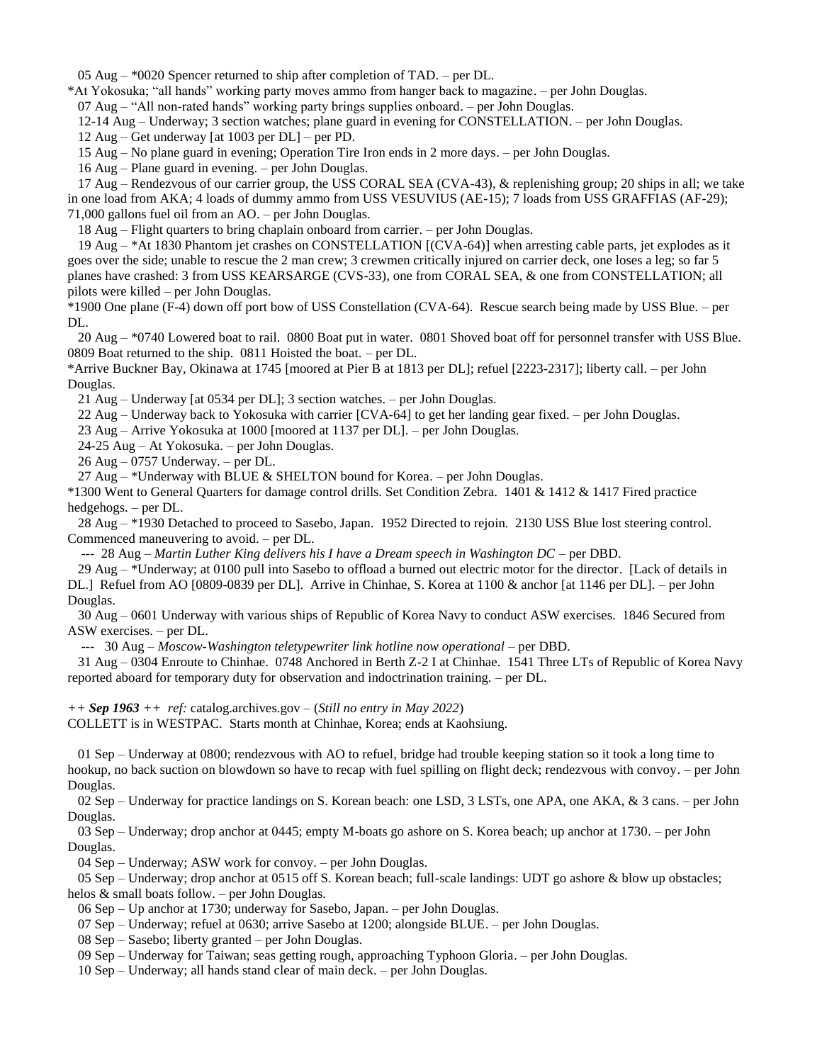05 Aug – *0020 Spencer returned to ship after completion of TAD. – per DL.

*At Yokosuka; "all hands" working party moves ammo from hanger back to magazine. – per John Douglas.

07 Aug – "All non-rated hands" working party brings supplies onboard. – per John Douglas.

12-14 Aug – Underway; 3 section watches; plane guard in evening for CONSTELLATION. – per John Douglas.

12 Aug – Get underway [at 1003 per DL] – per PD.

15 Aug – No plane guard in evening; Operation Tire Iron ends in 2 more days. – per John Douglas.

16 Aug – Plane guard in evening. – per John Douglas.

17 Aug – Rendezvous of our carrier group, the USS CORAL SEA (CVA-43), & replenishing group; 20 ships in all; we take in one load from AKA; 4 loads of dummy ammo from USS VESUVIUS (AE-15); 7 loads from USS GRAFFIAS (AF-29); 71,000 gallons fuel oil from an AO. – per John Douglas.

18 Aug – Flight quarters to bring chaplain onboard from carrier. – per John Douglas.

19 Aug – *At 1830 Phantom jet crashes on CONSTELLATION [(CVA-64)] when arresting cable parts, jet explodes as it goes over the side; unable to rescue the 2 man crew; 3 crewmen critically injured on carrier deck, one loses a leg; so far 5 planes have crashed: 3 from USS KEARSARGE (CVS-33), one from CORAL SEA, & one from CONSTELLATION; all pilots were killed – per John Douglas.

*1900 One plane (F-4) down off port bow of USS Constellation (CVA-64). Rescue search being made by USS Blue. – per DL.

20 Aug – *0740 Lowered boat to rail. 0800 Boat put in water. 0801 Shoved boat off for personnel transfer with USS Blue. 0809 Boat returned to the ship. 0811 Hoisted the boat. – per DL.

*Arrive Buckner Bay, Okinawa at 1745 [moored at Pier B at 1813 per DL]; refuel [2223-2317]; liberty call. – per John Douglas.

21 Aug – Underway [at 0534 per DL]; 3 section watches. – per John Douglas.

22 Aug – Underway back to Yokosuka with carrier [CVA-64] to get her landing gear fixed. – per John Douglas.

23 Aug – Arrive Yokosuka at 1000 [moored at 1137 per DL]. – per John Douglas.

24-25 Aug – At Yokosuka. – per John Douglas.

26 Aug – 0757 Underway. – per DL.

27 Aug – *Underway with BLUE & SHELTON bound for Korea. – per John Douglas.

*1300 Went to General Quarters for damage control drills. Set Condition Zebra. 1401 & 1412 & 1417 Fired practice hedgehogs. – per DL.

28 Aug – *1930 Detached to proceed to Sasebo, Japan. 1952 Directed to rejoin. 2130 USS Blue lost steering control. Commenced maneuvering to avoid. – per DL.

--- 28 Aug – *Martin Luther King delivers his I have a Dream speech in Washington DC* – per DBD.

29 Aug – *Underway; at 0100 pull into Sasebo to offload a burned out electric motor for the director. [Lack of details in DL.] Refuel from AO [0809-0839 per DL]. Arrive in Chinhae, S. Korea at 1100 & anchor [at 1146 per DL]. – per John Douglas.

30 Aug – 0601 Underway with various ships of Republic of Korea Navy to conduct ASW exercises. 1846 Secured from ASW exercises. – per DL.

--- 30 Aug – *Moscow-Washington teletypewriter link hotline now operational* – per DBD.

31 Aug – 0304 Enroute to Chinhae. 0748 Anchored in Berth Z-2 I at Chinhae. 1541 Three LTs of Republic of Korea Navy reported aboard for temporary duty for observation and indoctrination training. – per DL.

*++ **Sep 1963** ++ ref:* catalog.archives.gov – (*Still no entry in May 2022*)

COLLETT is in WESTPAC. Starts month at Chinhae, Korea; ends at Kaohsiung.

01 Sep – Underway at 0800; rendezvous with AO to refuel, bridge had trouble keeping station so it took a long time to hookup, no back suction on blowdown so have to recap with fuel spilling on flight deck; rendezvous with convoy. – per John Douglas.

02 Sep – Underway for practice landings on S. Korean beach: one LSD, 3 LSTs, one APA, one AKA, & 3 cans. – per John Douglas.

03 Sep – Underway; drop anchor at 0445; empty M-boats go ashore on S. Korea beach; up anchor at 1730. – per John Douglas.

04 Sep – Underway; ASW work for convoy. – per John Douglas.

05 Sep – Underway; drop anchor at 0515 off S. Korean beach; full-scale landings: UDT go ashore & blow up obstacles; helos & small boats follow. – per John Douglas.

06 Sep – Up anchor at 1730; underway for Sasebo, Japan. – per John Douglas.

07 Sep – Underway; refuel at 0630; arrive Sasebo at 1200; alongside BLUE. – per John Douglas.

08 Sep – Sasebo; liberty granted – per John Douglas.

09 Sep – Underway for Taiwan; seas getting rough, approaching Typhoon Gloria. – per John Douglas.

10 Sep – Underway; all hands stand clear of main deck. – per John Douglas.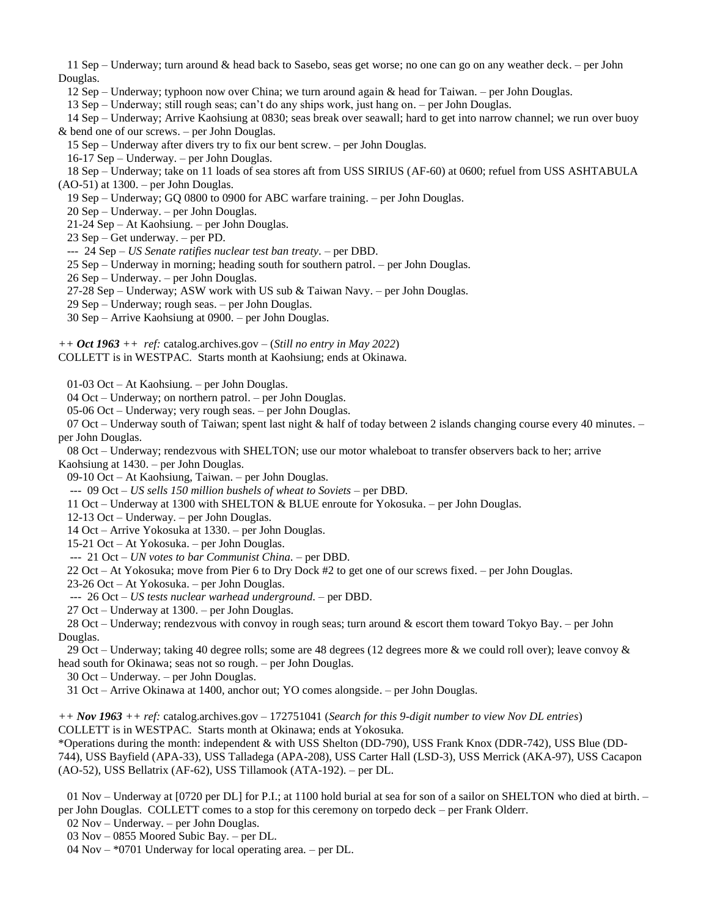11 Sep – Underway; turn around & head back to Sasebo, seas get worse; no one can go on any weather deck. – per John Douglas.

12 Sep – Underway; typhoon now over China; we turn around again & head for Taiwan. – per John Douglas.

13 Sep – Underway; still rough seas; can't do any ships work, just hang on. – per John Douglas.

14 Sep – Underway; Arrive Kaohsiung at 0830; seas break over seawall; hard to get into narrow channel; we run over buoy & bend one of our screws. – per John Douglas.

15 Sep – Underway after divers try to fix our bent screw. – per John Douglas.

16-17 Sep – Underway. – per John Douglas.

18 Sep – Underway; take on 11 loads of sea stores aft from USS SIRIUS (AF-60) at 0600; refuel from USS ASHTABULA (AO-51) at 1300. – per John Douglas.

19 Sep – Underway; GQ 0800 to 0900 for ABC warfare training. – per John Douglas.

20 Sep – Underway. – per John Douglas.

21-24 Sep – At Kaohsiung. – per John Douglas.

23 Sep – Get underway. – per PD.

--- 24 Sep – *US Senate ratifies nuclear test ban treaty*. – per DBD.

25 Sep – Underway in morning; heading south for southern patrol. – per John Douglas.

26 Sep – Underway. – per John Douglas.

27-28 Sep – Underway; ASW work with US sub & Taiwan Navy. – per John Douglas.

29 Sep – Underway; rough seas. – per John Douglas.

30 Sep – Arrive Kaohsiung at 0900. – per John Douglas.

*++ **Oct 1963** ++ ref:* catalog.archives.gov – (*Still no entry in May 2022*)
COLLETT is in WESTPAC. Starts month at Kaohsiung; ends at Okinawa.

01-03 Oct – At Kaohsiung. – per John Douglas.

04 Oct – Underway; on northern patrol. – per John Douglas.

05-06 Oct – Underway; very rough seas. – per John Douglas.

07 Oct – Underway south of Taiwan; spent last night & half of today between 2 islands changing course every 40 minutes. – per John Douglas.

08 Oct – Underway; rendezvous with SHELTON; use our motor whaleboat to transfer observers back to her; arrive Kaohsiung at 1430. – per John Douglas.

09-10 Oct – At Kaohsiung, Taiwan. – per John Douglas.

--- 09 Oct – *US sells 150 million bushels of wheat to Soviets* – per DBD.

11 Oct – Underway at 1300 with SHELTON & BLUE enroute for Yokosuka. – per John Douglas.

12-13 Oct – Underway. – per John Douglas.

14 Oct – Arrive Yokosuka at 1330. – per John Douglas.

15-21 Oct – At Yokosuka. – per John Douglas.

--- 21 Oct – *UN votes to bar Communist China*. – per DBD.

22 Oct – At Yokosuka; move from Pier 6 to Dry Dock #2 to get one of our screws fixed. – per John Douglas.

23-26 Oct – At Yokosuka. – per John Douglas.

--- 26 Oct – *US tests nuclear warhead underground*. – per DBD.

27 Oct – Underway at 1300. – per John Douglas.

28 Oct – Underway; rendezvous with convoy in rough seas; turn around & escort them toward Tokyo Bay. – per John Douglas.

29 Oct – Underway; taking 40 degree rolls; some are 48 degrees (12 degrees more & we could roll over); leave convoy & head south for Okinawa; seas not so rough. – per John Douglas.

30 Oct – Underway. – per John Douglas.

31 Oct – Arrive Okinawa at 1400, anchor out; YO comes alongside. – per John Douglas.

*++ **Nov 1963** ++ ref:* catalog.archives.gov – 172751041 (*Search for this 9-digit number to view Nov DL entries*)
COLLETT is in WESTPAC. Starts month at Okinawa; ends at Yokosuka.
*Operations during the month: independent & with USS Shelton (DD-790), USS Frank Knox (DDR-742), USS Blue (DD-744), USS Bayfield (APA-33), USS Talladega (APA-208), USS Carter Hall (LSD-3), USS Merrick (AKA-97), USS Cacapon (AO-52), USS Bellatrix (AF-62), USS Tillamook (ATA-192). – per DL.

01 Nov – Underway at [0720 per DL] for P.I.; at 1100 hold burial at sea for son of a sailor on SHELTON who died at birth. – per John Douglas. COLLETT comes to a stop for this ceremony on torpedo deck – per Frank Olderr.

02 Nov – Underway. – per John Douglas.

03 Nov – 0855 Moored Subic Bay. – per DL.

04 Nov – *0701 Underway for local operating area. – per DL.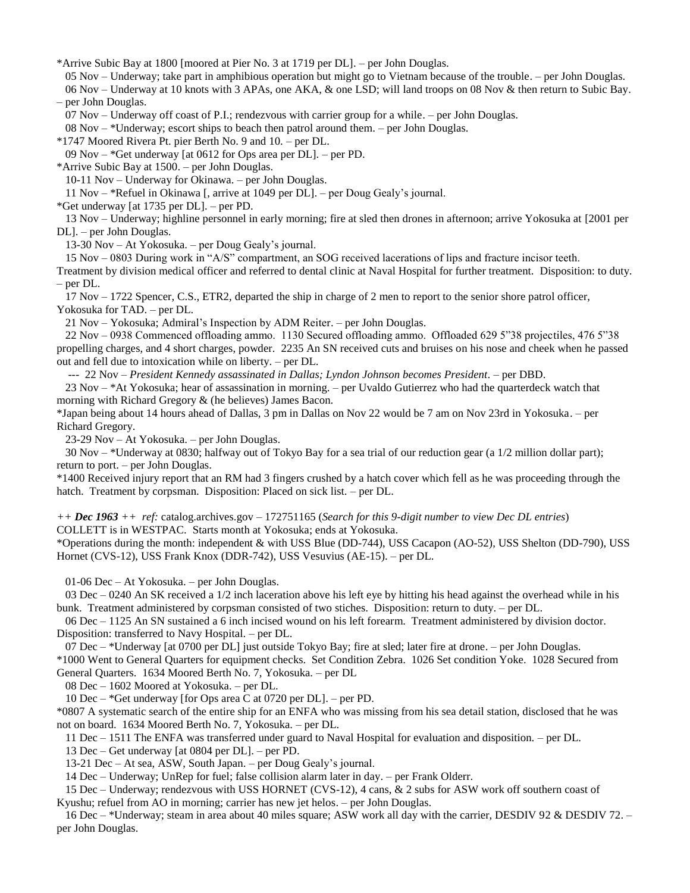*Arrive Subic Bay at 1800 [moored at Pier No. 3 at 1719 per DL]. – per John Douglas.

05 Nov – Underway; take part in amphibious operation but might go to Vietnam because of the trouble. – per John Douglas.

06 Nov – Underway at 10 knots with 3 APAs, one AKA, & one LSD; will land troops on 08 Nov & then return to Subic Bay. – per John Douglas.

07 Nov – Underway off coast of P.I.; rendezvous with carrier group for a while. – per John Douglas.

08 Nov – *Underway; escort ships to beach then patrol around them. – per John Douglas.

*1747 Moored Rivera Pt. pier Berth No. 9 and 10. – per DL.

09 Nov – *Get underway [at 0612 for Ops area per DL]. – per PD.

*Arrive Subic Bay at 1500. – per John Douglas.

10-11 Nov – Underway for Okinawa. – per John Douglas.

11 Nov – *Refuel in Okinawa [, arrive at 1049 per DL]. – per Doug Gealy's journal.

*Get underway [at 1735 per DL]. – per PD.

13 Nov – Underway; highline personnel in early morning; fire at sled then drones in afternoon; arrive Yokosuka at [2001 per DL]. – per John Douglas.

13-30 Nov – At Yokosuka. – per Doug Gealy's journal.

15 Nov – 0803 During work in "A/S" compartment, an SOG received lacerations of lips and fracture incisor teeth. Treatment by division medical officer and referred to dental clinic at Naval Hospital for further treatment. Disposition: to duty. – per DL.

17 Nov – 1722 Spencer, C.S., ETR2, departed the ship in charge of 2 men to report to the senior shore patrol officer, Yokosuka for TAD. – per DL.

21 Nov – Yokosuka; Admiral's Inspection by ADM Reiter. – per John Douglas.

22 Nov – 0938 Commenced offloading ammo. 1130 Secured offloading ammo. Offloaded 629 5"38 projectiles, 476 5"38 propelling charges, and 4 short charges, powder. 2235 An SN received cuts and bruises on his nose and cheek when he passed out and fell due to intoxication while on liberty. – per DL.

--- 22 Nov – *President Kennedy assassinated in Dallas; Lyndon Johnson becomes President*. – per DBD.

23 Nov – *At Yokosuka; hear of assassination in morning. – per Uvaldo Gutierrez who had the quarterdeck watch that morning with Richard Gregory & (he believes) James Bacon.

*Japan being about 14 hours ahead of Dallas, 3 pm in Dallas on Nov 22 would be 7 am on Nov 23rd in Yokosuka. – per Richard Gregory.

23-29 Nov – At Yokosuka. – per John Douglas.

30 Nov – *Underway at 0830; halfway out of Tokyo Bay for a sea trial of our reduction gear (a 1/2 million dollar part); return to port. – per John Douglas.

*1400 Received injury report that an RM had 3 fingers crushed by a hatch cover which fell as he was proceeding through the hatch. Treatment by corpsman. Disposition: Placed on sick list. – per DL.

*++ **Dec 1963** ++ ref:* catalog.archives.gov – 172751165 (*Search for this 9-digit number to view Dec DL entries*)
COLLETT is in WESTPAC. Starts month at Yokosuka; ends at Yokosuka.
*Operations during the month: independent & with USS Blue (DD-744), USS Cacapon (AO-52), USS Shelton (DD-790), USS Hornet (CVS-12), USS Frank Knox (DDR-742), USS Vesuvius (AE-15). – per DL.

01-06 Dec – At Yokosuka. – per John Douglas.

03 Dec – 0240 An SK received a 1/2 inch laceration above his left eye by hitting his head against the overhead while in his bunk. Treatment administered by corpsman consisted of two stiches. Disposition: return to duty. – per DL.

06 Dec – 1125 An SN sustained a 6 inch incised wound on his left forearm. Treatment administered by division doctor. Disposition: transferred to Navy Hospital. – per DL.

07 Dec – *Underway [at 0700 per DL] just outside Tokyo Bay; fire at sled; later fire at drone. – per John Douglas.

*1000 Went to General Quarters for equipment checks. Set Condition Zebra. 1026 Set condition Yoke. 1028 Secured from General Quarters. 1634 Moored Berth No. 7, Yokosuka. – per DL

08 Dec – 1602 Moored at Yokosuka. – per DL.

10 Dec – *Get underway [for Ops area C at 0720 per DL]. – per PD.

*0807 A systematic search of the entire ship for an ENFA who was missing from his sea detail station, disclosed that he was not on board. 1634 Moored Berth No. 7, Yokosuka. – per DL.

11 Dec – 1511 The ENFA was transferred under guard to Naval Hospital for evaluation and disposition. – per DL.

13 Dec – Get underway [at 0804 per DL]. – per PD.

13-21 Dec – At sea, ASW, South Japan. – per Doug Gealy's journal.

14 Dec – Underway; UnRep for fuel; false collision alarm later in day. – per Frank Olderr.

15 Dec – Underway; rendezvous with USS HORNET (CVS-12), 4 cans, & 2 subs for ASW work off southern coast of Kyushu; refuel from AO in morning; carrier has new jet helos. – per John Douglas.

16 Dec – *Underway; steam in area about 40 miles square; ASW work all day with the carrier, DESDIV 92 & DESDIV 72. – per John Douglas.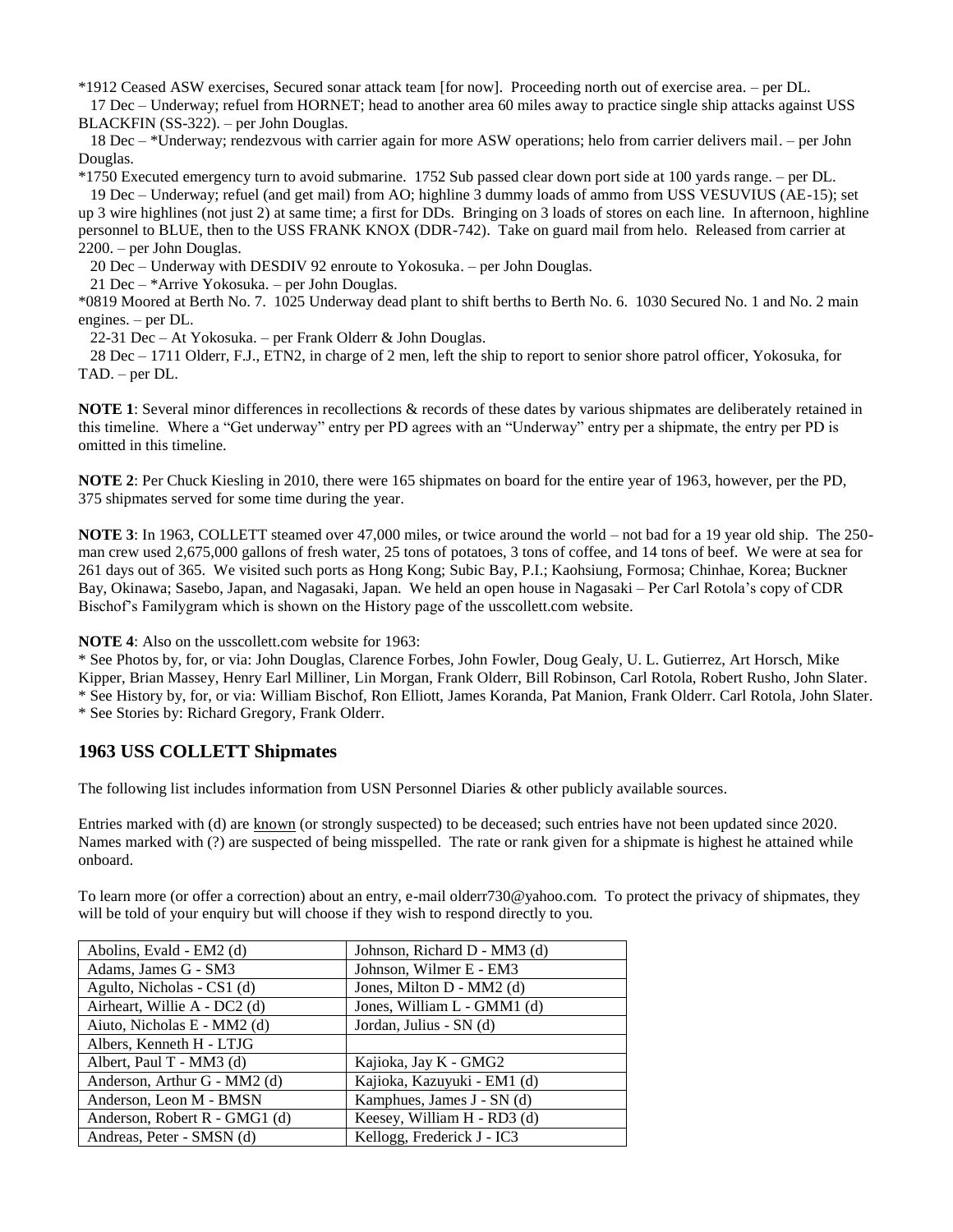*1912 Ceased ASW exercises, Secured sonar attack team [for now]. Proceeding north out of exercise area. – per DL.

17 Dec – Underway; refuel from HORNET; head to another area 60 miles away to practice single ship attacks against USS BLACKFIN (SS-322). – per John Douglas.

18 Dec – *Underway; rendezvous with carrier again for more ASW operations; helo from carrier delivers mail. – per John Douglas.

*1750 Executed emergency turn to avoid submarine. 1752 Sub passed clear down port side at 100 yards range. – per DL.

19 Dec – Underway; refuel (and get mail) from AO; highline 3 dummy loads of ammo from USS VESUVIUS (AE-15); set up 3 wire highlines (not just 2) at same time; a first for DDs. Bringing on 3 loads of stores on each line. In afternoon, highline personnel to BLUE, then to the USS FRANK KNOX (DDR-742). Take on guard mail from helo. Released from carrier at 2200. – per John Douglas.

20 Dec – Underway with DESDIV 92 enroute to Yokosuka. – per John Douglas.

21 Dec – *Arrive Yokosuka. – per John Douglas.

*0819 Moored at Berth No. 7. 1025 Underway dead plant to shift berths to Berth No. 6. 1030 Secured No. 1 and No. 2 main engines. – per DL.

22-31 Dec – At Yokosuka. – per Frank Olderr & John Douglas.

28 Dec – 1711 Olderr, F.J., ETN2, in charge of 2 men, left the ship to report to senior shore patrol officer, Yokosuka, for TAD. – per DL.

**NOTE 1**: Several minor differences in recollections & records of these dates by various shipmates are deliberately retained in this timeline. Where a "Get underway" entry per PD agrees with an "Underway" entry per a shipmate, the entry per PD is omitted in this timeline.

**NOTE 2**: Per Chuck Kiesling in 2010, there were 165 shipmates on board for the entire year of 1963, however, per the PD, 375 shipmates served for some time during the year.

**NOTE 3**: In 1963, COLLETT steamed over 47,000 miles, or twice around the world – not bad for a 19 year old ship. The 250-man crew used 2,675,000 gallons of fresh water, 25 tons of potatoes, 3 tons of coffee, and 14 tons of beef. We were at sea for 261 days out of 365. We visited such ports as Hong Kong; Subic Bay, P.I.; Kaohsiung, Formosa; Chinhae, Korea; Buckner Bay, Okinawa; Sasebo, Japan, and Nagasaki, Japan. We held an open house in Nagasaki – Per Carl Rotola's copy of CDR Bischof's Familygram which is shown on the History page of the usscollett.com website.

**NOTE 4**: Also on the usscollett.com website for 1963:
* See Photos by, for, or via: John Douglas, Clarence Forbes, John Fowler, Doug Gealy, U. L. Gutierrez, Art Horsch, Mike Kipper, Brian Massey, Henry Earl Milliner, Lin Morgan, Frank Olderr, Bill Robinson, Carl Rotola, Robert Rusho, John Slater.
* See History by, for, or via: William Bischof, Ron Elliott, James Koranda, Pat Manion, Frank Olderr. Carl Rotola, John Slater.
* See Stories by: Richard Gregory, Frank Olderr.

## 1963 USS COLLETT Shipmates

The following list includes information from USN Personnel Diaries & other publicly available sources.

Entries marked with (d) are <u>known</u> (or strongly suspected) to be deceased; such entries have not been updated since 2020. Names marked with (?) are suspected of being misspelled. The rate or rank given for a shipmate is highest he attained while onboard.

To learn more (or offer a correction) about an entry, e-mail olderr730@yahoo.com. To protect the privacy of shipmates, they will be told of your enquiry but will choose if they wish to respond directly to you.

| | |
|---|---|
| Abolins, Evald - EM2 (d) | Johnson, Richard D - MM3 (d) |
| Adams, James G - SM3 | Johnson, Wilmer E - EM3 |
| Agulto, Nicholas - CS1 (d) | Jones, Milton D - MM2 (d) |
| Airheart, Willie A - DC2 (d) | Jones, William L - GMM1 (d) |
| Aiuto, Nicholas E - MM2 (d) | Jordan, Julius - SN (d) |
| Albers, Kenneth H - LTJG | |
| Albert, Paul T - MM3 (d) | Kajioka, Jay K - GMG2 |
| Anderson, Arthur G - MM2 (d) | Kajioka, Kazuyuki - EM1 (d) |
| Anderson, Leon M - BMSN | Kamphues, James J - SN (d) |
| Anderson, Robert R - GMG1 (d) | Keesey, William H - RD3 (d) |
| Andreas, Peter - SMSN (d) | Kellogg, Frederick J - IC3 |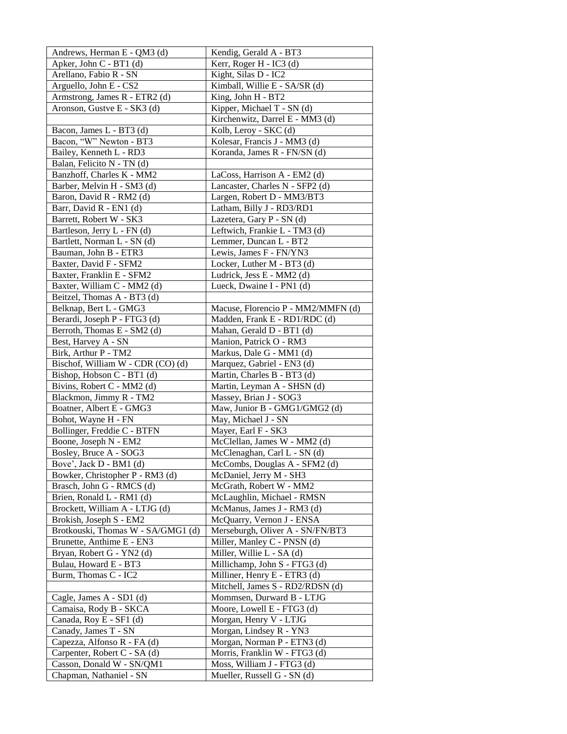| Andrews, Herman E - QM3 (d) | Kendig, Gerald A - BT3 |
|---|---|
| Apker, John C - BT1 (d) | Kerr, Roger H - IC3 (d) |
| Arellano, Fabio R - SN | Kight, Silas D - IC2 |
| Arguello, John E - CS2 | Kimball, Willie E - SA/SR (d) |
| Armstrong, James R - ETR2 (d) | King, John H - BT2 |
| Aronson, Gustve E - SK3 (d) | Kipper, Michael T - SN (d) |
| | Kirchenwitz, Darrel E - MM3 (d) |
| Bacon, James L - BT3 (d) | Kolb, Leroy - SKC (d) |
| Bacon, "W" Newton - BT3 | Kolesar, Francis J - MM3 (d) |
| Bailey, Kenneth L - RD3 | Koranda, James R - FN/SN (d) |
| Balan, Felicito N - TN (d) | |
| Banzhoff, Charles K - MM2 | LaCoss, Harrison A - EM2 (d) |
| Barber, Melvin H - SM3 (d) | Lancaster, Charles N - SFP2 (d) |
| Baron, David R - RM2 (d) | Largen, Robert D - MM3/BT3 |
| Barr, David R - EN1 (d) | Latham, Billy J - RD3/RD1 |
| Barrett, Robert W - SK3 | Lazetera, Gary P - SN (d) |
| Bartleson, Jerry L - FN (d) | Leftwich, Frankie L - TM3 (d) |
| Bartlett, Norman L - SN (d) | Lemmer, Duncan L - BT2 |
| Bauman, John B - ETR3 | Lewis, James F - FN/YN3 |
| Baxter, David F - SFM2 | Locker, Luther M - BT3 (d) |
| Baxter, Franklin E - SFM2 | Ludrick, Jess E - MM2 (d) |
| Baxter, William C - MM2 (d) | Lueck, Dwaine I - PN1 (d) |
| Beitzel, Thomas A - BT3 (d) | |
| Belknap, Bert L - GMG3 | Macuse, Florencio P - MM2/MMFN (d) |
| Berardi, Joseph P - FTG3 (d) | Madden, Frank E - RD1/RDC (d) |
| Berroth, Thomas E - SM2 (d) | Mahan, Gerald D - BT1 (d) |
| Best, Harvey A - SN | Manion, Patrick O - RM3 |
| Birk, Arthur P - TM2 | Markus, Dale G - MM1 (d) |
| Bischof, William W - CDR (CO) (d) | Marquez, Gabriel - EN3 (d) |
| Bishop, Hobson C - BT1 (d) | Martin, Charles B - BT3 (d) |
| Bivins, Robert C - MM2 (d) | Martin, Leyman A - SHSN (d) |
| Blackmon, Jimmy R - TM2 | Massey, Brian J - SOG3 |
| Boatner, Albert E - GMG3 | Maw, Junior B - GMG1/GMG2 (d) |
| Bohot, Wayne H - FN | May, Michael J - SN |
| Bollinger, Freddie C - BTFN | Mayer, Earl F - SK3 |
| Boone, Joseph N - EM2 | McClellan, James W - MM2 (d) |
| Bosley, Bruce A - SOG3 | McClenaghan, Carl L - SN (d) |
| Bove', Jack D - BM1 (d) | McCombs, Douglas A - SFM2 (d) |
| Bowker, Christopher P - RM3 (d) | McDaniel, Jerry M - SH3 |
| Brasch, John G - RMCS (d) | McGrath, Robert W - MM2 |
| Brien, Ronald L - RM1 (d) | McLaughlin, Michael - RMSN |
| Brockett, William A - LTJG (d) | McManus, James J - RM3 (d) |
| Brokish, Joseph S - EM2 | McQuarry, Vernon J - ENSA |
| Brotkouski, Thomas W - SA/GMG1 (d) | Merseburgh, Oliver A - SN/FN/BT3 |
| Brunette, Anthime E - EN3 | Miller, Manley C - PNSN (d) |
| Bryan, Robert G - YN2 (d) | Miller, Willie L - SA (d) |
| Bulau, Howard E - BT3 | Millichamp, John S - FTG3 (d) |
| Burm, Thomas C - IC2 | Milliner, Henry E - ETR3 (d) |
| | Mitchell, James S - RD2/RDSN (d) |
| Cagle, James A - SD1 (d) | Mommsen, Durward B - LTJG |
| Camaisa, Rody B - SKCA | Moore, Lowell E - FTG3 (d) |
| Canada, Roy E - SF1 (d) | Morgan, Henry V - LTJG |
| Canady, James T - SN | Morgan, Lindsey R - YN3 |
| Capezza, Alfonso R - FA (d) | Morgan, Norman P - ETN3 (d) |
| Carpenter, Robert C - SA (d) | Morris, Franklin W - FTG3 (d) |
| Casson, Donald W - SN/QM1 | Moss, William J - FTG3 (d) |
| Chapman, Nathaniel - SN | Mueller, Russell G - SN (d) |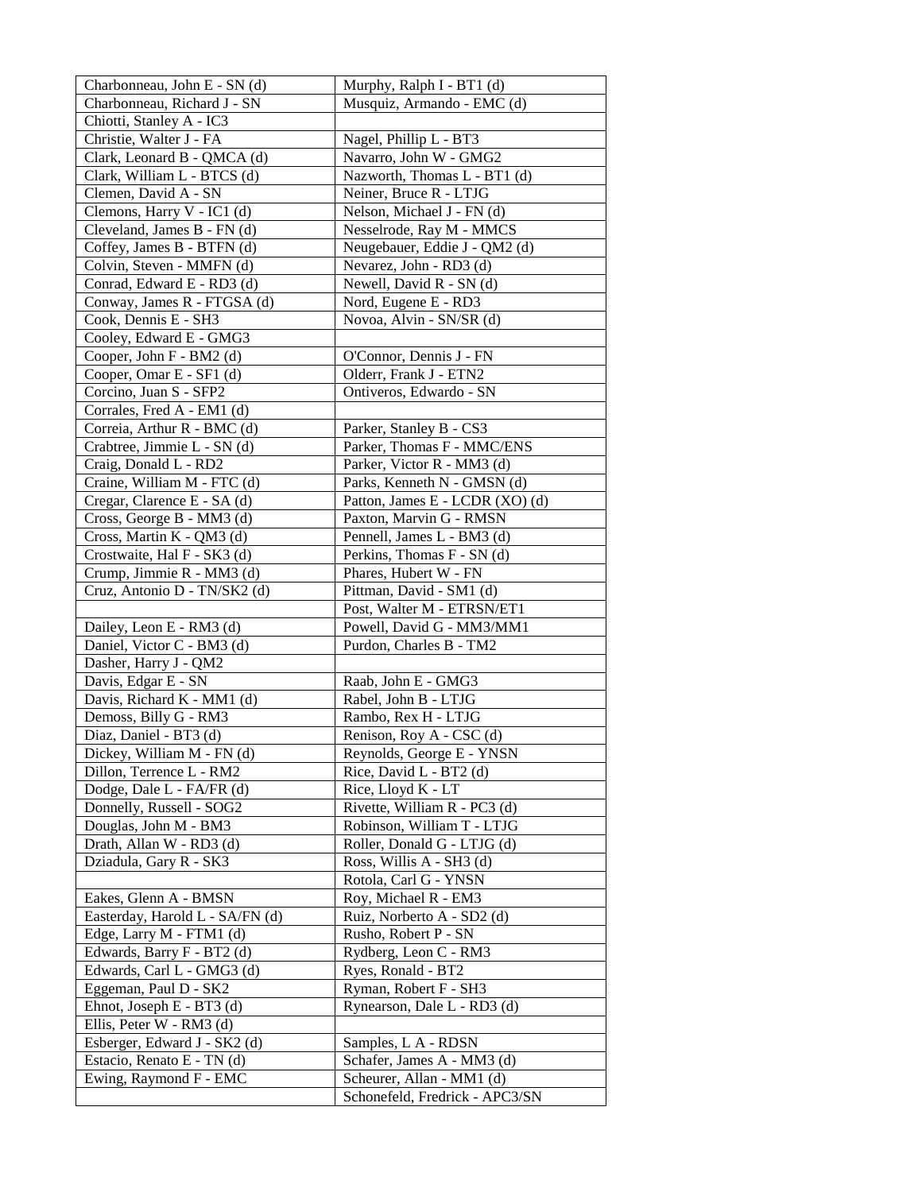| | |
|---|---|
| Charbonneau, John E - SN (d) | Murphy, Ralph I - BT1 (d) |
| Charbonneau, Richard J - SN | Musquiz, Armando - EMC (d) |
| Chiotti, Stanley A - IC3 | |
| Christie, Walter J - FA | Nagel, Phillip L - BT3 |
| Clark, Leonard B - QMCA (d) | Navarro, John W - GMG2 |
| Clark, William L - BTCS (d) | Nazworth, Thomas L - BT1 (d) |
| Clemen, David A - SN | Neiner, Bruce R - LTJG |
| Clemons, Harry V - IC1 (d) | Nelson, Michael J - FN (d) |
| Cleveland, James B - FN (d) | Nesselrode, Ray M - MMCS |
| Coffey, James B - BTFN (d) | Neugebauer, Eddie J - QM2 (d) |
| Colvin, Steven - MMFN (d) | Nevarez, John - RD3 (d) |
| Conrad, Edward E - RD3 (d) | Newell, David R - SN (d) |
| Conway, James R - FTGSA (d) | Nord, Eugene E - RD3 |
| Cook, Dennis E - SH3 | Novoa, Alvin - SN/SR (d) |
| Cooley, Edward E - GMG3 | |
| Cooper, John F - BM2 (d) | O'Connor, Dennis J - FN |
| Cooper, Omar E - SF1 (d) | Olderr, Frank J - ETN2 |
| Corcino, Juan S - SFP2 | Ontiveros, Edwardo - SN |
| Corrales, Fred A - EM1 (d) | |
| Correia, Arthur R - BMC (d) | Parker, Stanley B - CS3 |
| Crabtree, Jimmie L - SN (d) | Parker, Thomas F - MMC/ENS |
| Craig, Donald L - RD2 | Parker, Victor R - MM3 (d) |
| Craine, William M - FTC (d) | Parks, Kenneth N - GMSN (d) |
| Cregar, Clarence E - SA (d) | Patton, James E - LCDR (XO) (d) |
| Cross, George B - MM3 (d) | Paxton, Marvin G - RMSN |
| Cross, Martin K - QM3 (d) | Pennell, James L - BM3 (d) |
| Crostwaite, Hal F - SK3 (d) | Perkins, Thomas F - SN (d) |
| Crump, Jimmie R - MM3 (d) | Phares, Hubert W - FN |
| Cruz, Antonio D - TN/SK2 (d) | Pittman, David - SM1 (d) |
| | Post, Walter M - ETRSN/ET1 |
| Dailey, Leon E - RM3 (d) | Powell, David G - MM3/MM1 |
| Daniel, Victor C - BM3 (d) | Purdon, Charles B - TM2 |
| Dasher, Harry J - QM2 | |
| Davis, Edgar E - SN | Raab, John E - GMG3 |
| Davis, Richard K - MM1 (d) | Rabel, John B - LTJG |
| Demoss, Billy G - RM3 | Rambo, Rex H - LTJG |
| Diaz, Daniel - BT3 (d) | Renison, Roy A - CSC (d) |
| Dickey, William M - FN (d) | Reynolds, George E - YNSN |
| Dillon, Terrence L - RM2 | Rice, David L - BT2 (d) |
| Dodge, Dale L - FA/FR (d) | Rice, Lloyd K - LT |
| Donnelly, Russell - SOG2 | Rivette, William R - PC3 (d) |
| Douglas, John M - BM3 | Robinson, William T - LTJG |
| Drath, Allan W - RD3 (d) | Roller, Donald G - LTJG (d) |
| Dziadula, Gary R - SK3 | Ross, Willis A - SH3 (d) |
| | Rotola, Carl G - YNSN |
| Eakes, Glenn A - BMSN | Roy, Michael R - EM3 |
| Easterday, Harold L - SA/FN (d) | Ruiz, Norberto A - SD2 (d) |
| Edge, Larry M - FTM1 (d) | Rusho, Robert P - SN |
| Edwards, Barry F - BT2 (d) | Rydberg, Leon C - RM3 |
| Edwards, Carl L - GMG3 (d) | Ryes, Ronald - BT2 |
| Eggeman, Paul D - SK2 | Ryman, Robert F - SH3 |
| Ehnot, Joseph E - BT3 (d) | Rynearson, Dale L - RD3 (d) |
| Ellis, Peter W - RM3 (d) | |
| Esberger, Edward J - SK2 (d) | Samples, L A - RDSN |
| Estacio, Renato E - TN (d) | Schafer, James A - MM3 (d) |
| Ewing, Raymond F - EMC | Scheurer, Allan - MM1 (d) |
| | Schonefeld, Fredrick - APC3/SN |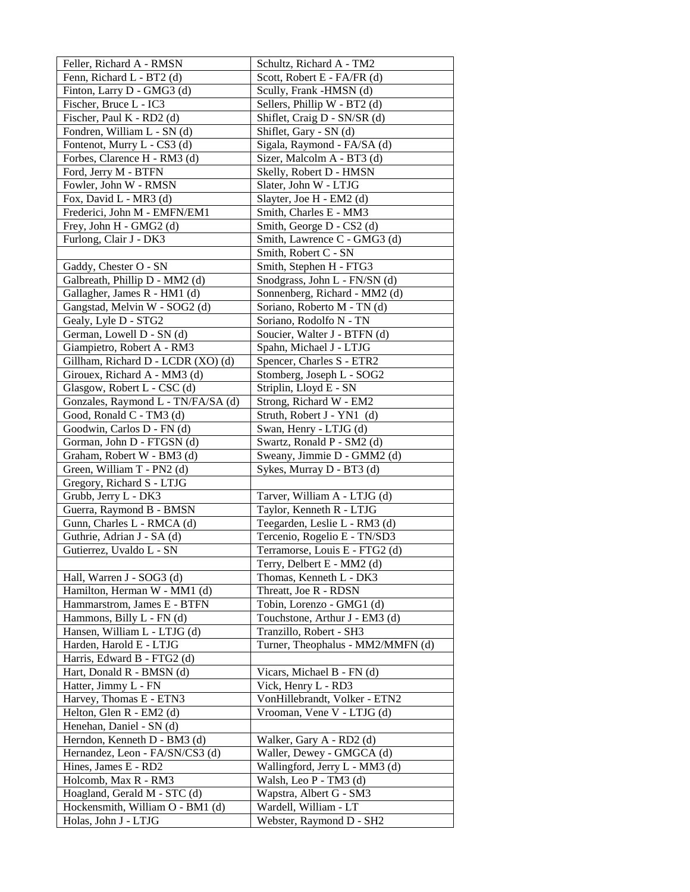| Feller, Richard A - RMSN | Schultz, Richard A - TM2 |
|---|---|
| Fenn, Richard L - BT2 (d) | Scott, Robert E - FA/FR (d) |
| Finton, Larry D - GMG3 (d) | Scully, Frank -HMSN (d) |
| Fischer, Bruce L - IC3 | Sellers, Phillip W - BT2 (d) |
| Fischer, Paul K - RD2 (d) | Shiflet, Craig D - SN/SR (d) |
| Fondren, William L - SN (d) | Shiflet, Gary - SN (d) |
| Fontenot, Murry L - CS3 (d) | Sigala, Raymond - FA/SA (d) |
| Forbes, Clarence H - RM3 (d) | Sizer, Malcolm A - BT3 (d) |
| Ford, Jerry M - BTFN | Skelly, Robert D - HMSN |
| Fowler, John W - RMSN | Slater, John W - LTJG |
| Fox, David L - MR3 (d) | Slayter, Joe H - EM2 (d) |
| Frederici, John M - EMFN/EM1 | Smith, Charles E - MM3 |
| Frey, John H - GMG2 (d) | Smith, George D - CS2 (d) |
| Furlong, Clair J - DK3 | Smith, Lawrence C - GMG3 (d) |
| | Smith, Robert C - SN |
| Gaddy, Chester O - SN | Smith, Stephen H - FTG3 |
| Galbreath, Phillip D - MM2 (d) | Snodgrass, John L - FN/SN (d) |
| Gallagher, James R - HM1 (d) | Sonnenberg, Richard - MM2 (d) |
| Gangstad, Melvin W - SOG2 (d) | Soriano, Roberto M - TN (d) |
| Gealy, Lyle D - STG2 | Soriano, Rodolfo N - TN |
| German, Lowell D - SN (d) | Soucier, Walter J - BTFN (d) |
| Giampietro, Robert A - RM3 | Spahn, Michael J - LTJG |
| Gillham, Richard D - LCDR (XO) (d) | Spencer, Charles S - ETR2 |
| Girouex, Richard A - MM3 (d) | Stomberg, Joseph L - SOG2 |
| Glasgow, Robert L - CSC (d) | Striplin, Lloyd E - SN |
| Gonzales, Raymond L - TN/FA/SA (d) | Strong, Richard W - EM2 |
| Good, Ronald C - TM3 (d) | Struth, Robert J - YN1 (d) |
| Goodwin, Carlos D - FN (d) | Swan, Henry - LTJG (d) |
| Gorman, John D - FTGSN (d) | Swartz, Ronald P - SM2 (d) |
| Graham, Robert W - BM3 (d) | Sweany, Jimmie D - GMM2 (d) |
| Green, William T - PN2 (d) | Sykes, Murray D - BT3 (d) |
| Gregory, Richard S - LTJG | |
| Grubb, Jerry L - DK3 | Tarver, William A - LTJG (d) |
| Guerra, Raymond B - BMSN | Taylor, Kenneth R - LTJG |
| Gunn, Charles L - RMCA (d) | Teegarden, Leslie L - RM3 (d) |
| Guthrie, Adrian J - SA (d) | Tercenio, Rogelio E - TN/SD3 |
| Gutierrez, Uvaldo L - SN | Terramorse, Louis E - FTG2 (d) |
| | Terry, Delbert E - MM2 (d) |
| Hall, Warren J - SOG3 (d) | Thomas, Kenneth L - DK3 |
| Hamilton, Herman W - MM1 (d) | Threatt, Joe R - RDSN |
| Hammarstrom, James E - BTFN | Tobin, Lorenzo - GMG1 (d) |
| Hammons, Billy L - FN (d) | Touchstone, Arthur J - EM3 (d) |
| Hansen, William L - LTJG (d) | Tranzillo, Robert - SH3 |
| Harden, Harold E - LTJG | Turner, Theophalus - MM2/MMFN (d) |
| Harris, Edward B - FTG2 (d) | |
| Hart, Donald R - BMSN (d) | Vicars, Michael B - FN (d) |
| Hatter, Jimmy L - FN | Vick, Henry L - RD3 |
| Harvey, Thomas E - ETN3 | VonHillebrandt, Volker - ETN2 |
| Helton, Glen R - EM2 (d) | Vrooman, Vene V - LTJG (d) |
| Henehan, Daniel - SN (d) | |
| Herndon, Kenneth D - BM3 (d) | Walker, Gary A - RD2 (d) |
| Hernandez, Leon - FA/SN/CS3 (d) | Waller, Dewey - GMGCA (d) |
| Hines, James E - RD2 | Wallingford, Jerry L - MM3 (d) |
| Holcomb, Max R - RM3 | Walsh, Leo P - TM3 (d) |
| Hoagland, Gerald M - STC (d) | Wapstra, Albert G - SM3 |
| Hockensmith, William O - BM1 (d) | Wardell, William - LT |
| Holas, John J - LTJG | Webster, Raymond D - SH2 |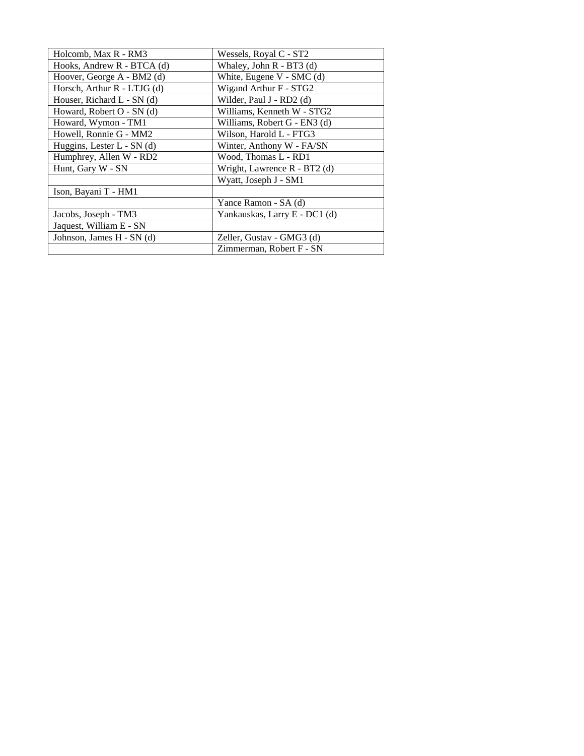| | |
|---|---|
| Holcomb, Max R - RM3 | Wessels, Royal C - ST2 |
| Hooks, Andrew R - BTCA (d) | Whaley, John R - BT3 (d) |
| Hoover, George A - BM2 (d) | White, Eugene V - SMC (d) |
| Horsch, Arthur R - LTJG (d) | Wigand Arthur F - STG2 |
| Houser, Richard L - SN (d) | Wilder, Paul J - RD2 (d) |
| Howard, Robert O - SN (d) | Williams, Kenneth W - STG2 |
| Howard, Wymon - TM1 | Williams, Robert G - EN3 (d) |
| Howell, Ronnie G - MM2 | Wilson, Harold L - FTG3 |
| Huggins, Lester L - SN (d) | Winter, Anthony W - FA/SN |
| Humphrey, Allen W - RD2 | Wood, Thomas L - RD1 |
| Hunt, Gary W - SN | Wright, Lawrence R - BT2 (d) |
| | Wyatt, Joseph J - SM1 |
| Ison, Bayani T - HM1 | |
| | Yance Ramon - SA (d) |
| Jacobs, Joseph - TM3 | Yankauskas, Larry E - DC1 (d) |
| Jaquest, William E - SN | |
| Johnson, James H - SN (d) | Zeller, Gustav - GMG3 (d) |
| | Zimmerman, Robert F - SN |